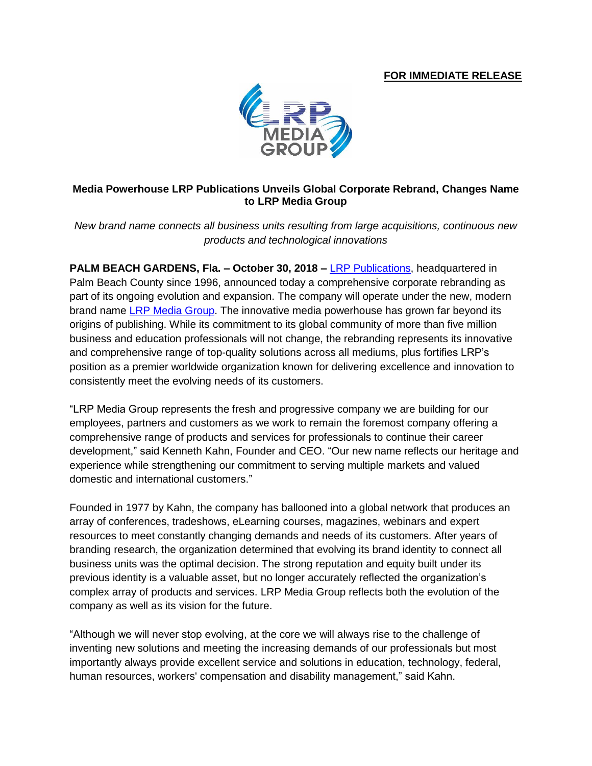**FOR IMMEDIATE RELEASE**

**Media Powerhouse LRP Publications Unveils Global Corporate Rebrand, Changes Name to LRP Media Group**

*New brand name connects all business units resulting from large acquisitions, continuous new products and technological innovations*

**PALM BEACH GARDENS, Fla. – October 30, 2018 –** LRP Publications, headquartered in Palm Beach County since 1996, announced today a comprehensive corporate rebranding as part of its ongoing evolution and expansion. The company will operate under the new, modern brand name LRP Media Group. The innovative media powerhouse has grown far beyond its origins of publishing. While its commitment to its global community of more than five million business and education professionals will not change, the rebranding represents its innovative and comprehensive range of top-quality solutions across all mediums, plus fortifies LRP's position as a premier worldwide organization known for delivering excellence and innovation to consistently meet the evolving needs of its customers.

"LRP Media Group represents the fresh and progressive company we are building for our employees, partners and customers as we work to remain the foremost company offering a comprehensive range of products and services for professionals to continue their career development," said Kenneth Kahn, Founder and CEO. "Our new name reflects our heritage and experience while strengthening our commitment to serving multiple markets and valued domestic and international customers."

Founded in 1977 by Kahn, the company has ballooned into a global network that produces an array of conferences, tradeshows, eLearning courses, magazines, webinars and expert resources to meet constantly changing demands and needs of its customers. After years of branding research, the organization determined that evolving its brand identity to connect all business units was the optimal decision. The strong reputation and equity built under its previous identity is a valuable asset, but no longer accurately reflected the organization's complex array of products and services. LRP Media Group reflects both the evolution of the company as well as its vision for the future.

"Although we will never stop evolving, at the core we will always rise to the challenge of inventing new solutions and meeting the increasing demands of our professionals but most importantly always provide excellent service and solutions in education, technology, federal, human resources, workers' compensation and disability management," said Kahn.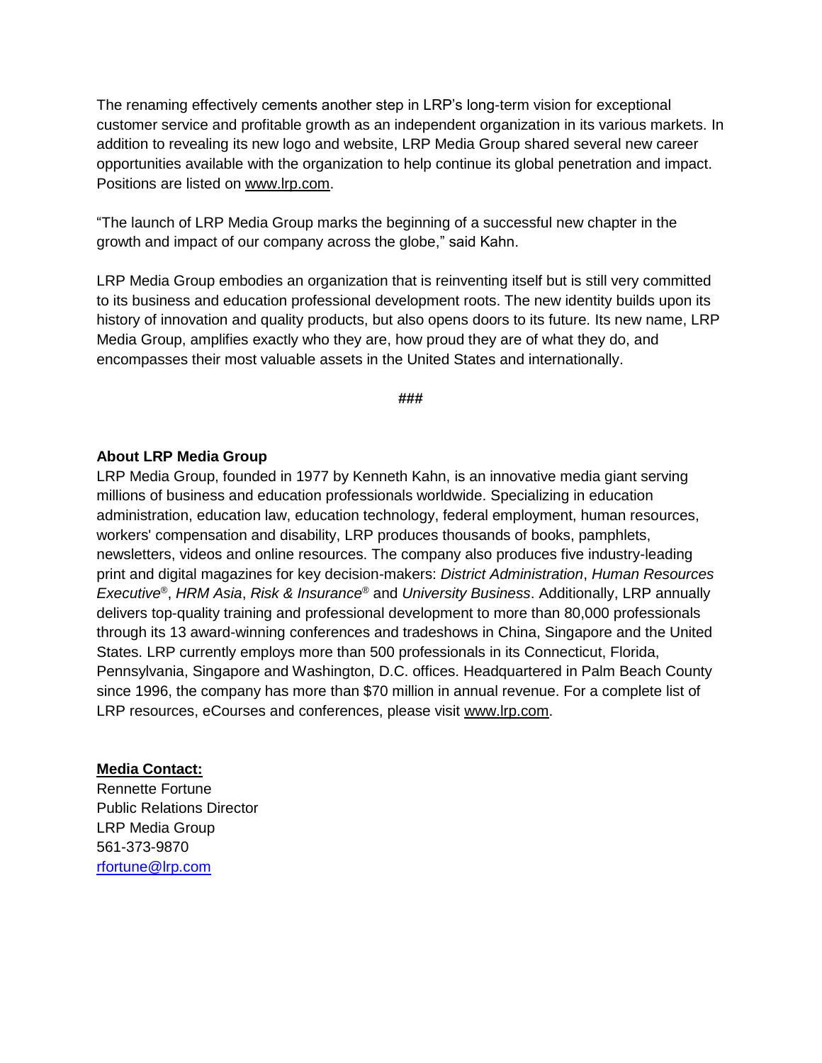The renaming effectively cements another step in LRP's long-term vision for exceptional customer service and profitable growth as an independent organization in its various markets. In addition to revealing its new logo and website, LRP Media Group shared several new career opportunities available with the organization to help continue its global penetration and impact. Positions are listed on [www.lrp.com](http://www.lrp.com).

"The launch of LRP Media Group marks the beginning of a successful new chapter in the growth and impact of our company across the globe," said Kahn.

LRP Media Group embodies an organization that is reinventing itself but is still very committed to its business and education professional development roots. The new identity builds upon its history of innovation and quality products, but also opens doors to its future. Its new name, LRP Media Group, amplifies exactly who they are, how proud they are of what they do, and encompasses their most valuable assets in the United States and internationally.

###

**About LRP Media Group**

LRP Media Group, founded in 1977 by Kenneth Kahn, is an innovative media giant serving millions of business and education professionals worldwide. Specializing in education administration, education law, education technology, federal employment, human resources, workers' compensation and disability, LRP produces thousands of books, pamphlets, newsletters, videos and online resources. The company also produces five industry-leading print and digital magazines for key decision-makers: *District Administration*, *Human Resources Executive*®, *HRM Asia*, *Risk & Insurance*® and *University Business*. Additionally, LRP annually delivers top-quality training and professional development to more than 80,000 professionals through its 13 award-winning conferences and tradeshows in China, Singapore and the United States. LRP currently employs more than 500 professionals in its Connecticut, Florida, Pennsylvania, Singapore and Washington, D.C. offices. Headquartered in Palm Beach County since 1996, the company has more than $70 million in annual revenue. For a complete list of LRP resources, eCourses and conferences, please visit [www.lrp.com](http://www.lrp.com).

**Media Contact:**

Rennette Fortune
Public Relations Director
LRP Media Group
561-373-9870
[rfortune@lrp.com](mailto:rfortune@lrp.com)